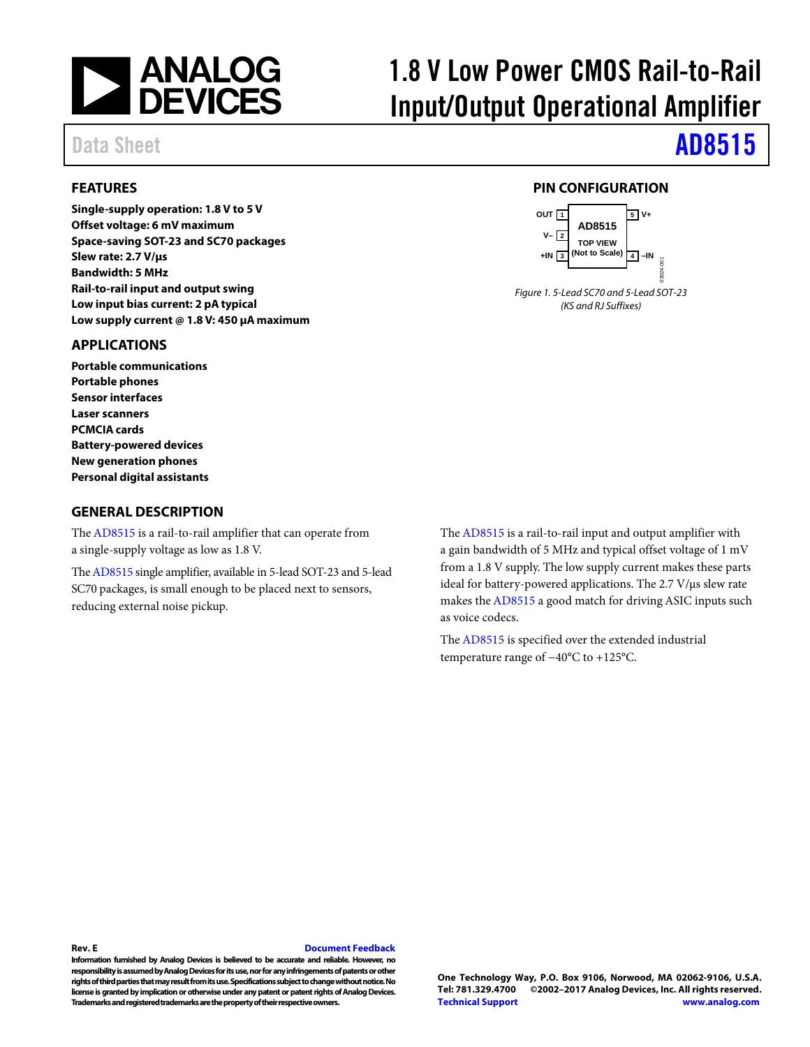# 1.8 V Low Power CMOS Rail-to-Rail Input/Output Operational Amplifier

Data Sheet **AD8515**

## FEATURES

**Single-supply operation: 1.8 V to 5 V**
**Offset voltage: 6 mV maximum**
**Space-saving SOT-23 and SC70 packages**
**Slew rate: 2.7 V/μs**
**Bandwidth: 5 MHz**
**Rail-to-rail input and output swing**
**Low input bias current: 2 pA typical**
**Low supply current @ 1.8 V: 450 μA maximum**

## APPLICATIONS

**Portable communications**
**Portable phones**
**Sensor interfaces**
**Laser scanners**
**PCMCIA cards**
**Battery-powered devices**
**New generation phones**
**Personal digital assistants**

## PIN CONFIGURATION

OUT 1, V– 2, +IN 3, –IN 4, V+ 5 — AD8515 TOP VIEW (Not to Scale)

*Figure 1. 5-Lead SC70 and 5-Lead SOT-23 (KS and RJ Suffixes)*

## GENERAL DESCRIPTION

The AD8515 is a rail-to-rail amplifier that can operate from a single-supply voltage as low as 1.8 V.

The AD8515 single amplifier, available in 5-lead SOT-23 and 5-lead SC70 packages, is small enough to be placed next to sensors, reducing external noise pickup.

The AD8515 is a rail-to-rail input and output amplifier with a gain bandwidth of 5 MHz and typical offset voltage of 1 mV from a 1.8 V supply. The low supply current makes these parts ideal for battery-powered applications. The 2.7 V/μs slew rate makes the AD8515 a good match for driving ASIC inputs such as voice codecs.

The AD8515 is specified over the extended industrial temperature range of −40°C to +125°C.

**Rev. E** **Document Feedback**

**Information furnished by Analog Devices is believed to be accurate and reliable. However, no responsibility is assumed by Analog Devices for its use, nor for any infringements of patents or other rights of third parties that may result from its use. Specifications subject to change without notice. No license is granted by implication or otherwise under any patent or patent rights of Analog Devices. Trademarks and registered trademarks are the property of their respective owners.**

**One Technology Way, P.O. Box 9106, Norwood, MA 02062-9106, U.S.A.**
**Tel: 781.329.4700 ©2002–2017 Analog Devices, Inc. All rights reserved.**
**Technical Support** **www.analog.com**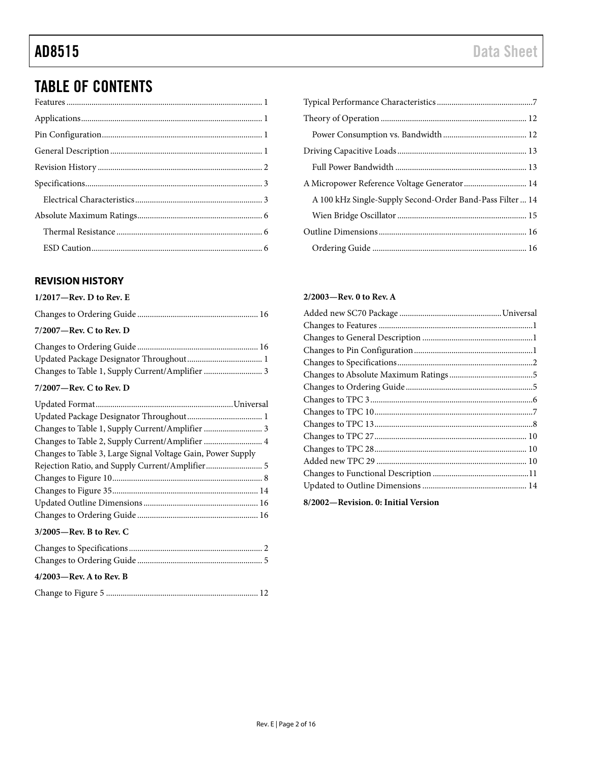## TABLE OF CONTENTS

Features ... 1
Applications ... 1
Pin Configuration ... 1
General Description ... 1
Revision History ... 2
Specifications ... 3
  Electrical Characteristics ... 3
Absolute Maximum Ratings ... 6
  Thermal Resistance ... 6
  ESD Caution ... 6
Typical Performance Characteristics ... 7
Theory of Operation ... 12
  Power Consumption vs. Bandwidth ... 12
Driving Capacitive Loads ... 13
  Full Power Bandwidth ... 13
A Micropower Reference Voltage Generator ... 14
  A 100 kHz Single-Supply Second-Order Band-Pass Filter ... 14
  Wien Bridge Oscillator ... 15
Outline Dimensions ... 16
  Ordering Guide ... 16

### REVISION HISTORY

**1/2017—Rev. D to Rev. E**

Changes to Ordering Guide ... 16

**7/2007—Rev. C to Rev. D**

Changes to Ordering Guide ... 16
Updated Package Designator Throughout ... 1
Changes to Table 1, Supply Current/Amplifier ... 3

**7/2007—Rev. C to Rev. D**

Updated Format ... Universal
Updated Package Designator Throughout ... 1
Changes to Table 1, Supply Current/Amplifier ... 3
Changes to Table 2, Supply Current/Amplifier ... 4
Changes to Table 3, Large Signal Voltage Gain, Power Supply Rejection Ratio, and Supply Current/Amplifier ... 5
Changes to Figure 10 ... 8
Changes to Figure 35 ... 14
Updated Outline Dimensions ... 16
Changes to Ordering Guide ... 16

**3/2005—Rev. B to Rev. C**

Changes to Specifications ... 2
Changes to Ordering Guide ... 5

**4/2003—Rev. A to Rev. B**

Change to Figure 5 ... 12

**2/2003—Rev. 0 to Rev. A**

Added new SC70 Package ... Universal
Changes to Features ... 1
Changes to General Description ... 1
Changes to Pin Configuration ... 1
Changes to Specifications ... 2
Changes to Absolute Maximum Ratings ... 5
Changes to Ordering Guide ... 5
Changes to TPC 3 ... 6
Changes to TPC 10 ... 7
Changes to TPC 13 ... 8
Changes to TPC 27 ... 10
Changes to TPC 28 ... 10
Added new TPC 29 ... 10
Changes to Functional Description ... 11
Updated to Outline Dimensions ... 14

**8/2002—Revision. 0: Initial Version**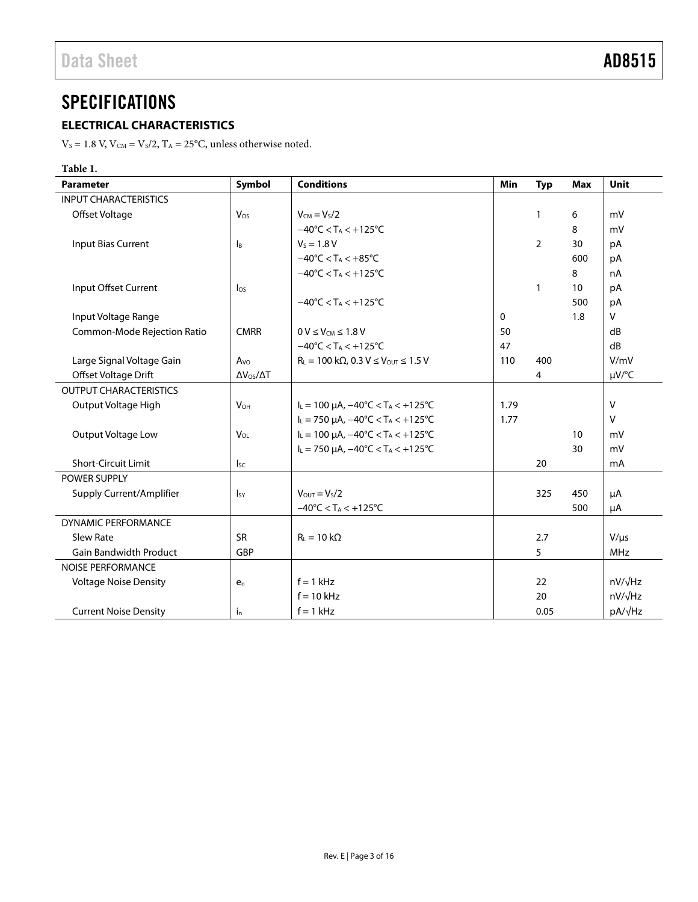# SPECIFICATIONS

## ELECTRICAL CHARACTERISTICS

$V_S$ = 1.8 V, $V_{CM}$ = $V_S$/2, $T_A$ = 25°C, unless otherwise noted.

**Table 1.**

| Parameter | Symbol | Conditions | Min | Typ | Max | Unit |
|---|---|---|---|---|---|---|
| INPUT CHARACTERISTICS | | | | | | |
| Offset Voltage | $V_{OS}$ | $V_{CM}$ = $V_S$/2 | | 1 | 6 | mV |
| | | −40°C < $T_A$ < +125°C | | | 8 | mV |
| Input Bias Current | $I_B$ | $V_S$ = 1.8 V | | 2 | 30 | pA |
| | | −40°C < $T_A$ < +85°C | | | 600 | pA |
| | | −40°C < $T_A$ < +125°C | | | 8 | nA |
| Input Offset Current | $I_{OS}$ | | | 1 | 10 | pA |
| | | −40°C < $T_A$ < +125°C | | | 500 | pA |
| Input Voltage Range | | | 0 | | 1.8 | V |
| Common-Mode Rejection Ratio | CMRR | 0 V ≤ $V_{CM}$ ≤ 1.8 V | 50 | | | dB |
| | | −40°C < $T_A$ < +125°C | 47 | | | dB |
| Large Signal Voltage Gain | $A_{VO}$ | $R_L$ = 100 kΩ, 0.3 V ≤ $V_{OUT}$ ≤ 1.5 V | 110 | 400 | | V/mV |
| Offset Voltage Drift | $\Delta V_{OS}/\Delta T$ | | | 4 | | μV/°C |
| OUTPUT CHARACTERISTICS | | | | | | |
| Output Voltage High | $V_{OH}$ | $I_L$ = 100 μA, −40°C < $T_A$ < +125°C | 1.79 | | | V |
| | | $I_L$ = 750 μA, −40°C < $T_A$ < +125°C | 1.77 | | | V |
| Output Voltage Low | $V_{OL}$ | $I_L$ = 100 μA, −40°C < $T_A$ < +125°C | | | 10 | mV |
| | | $I_L$ = 750 μA, −40°C < $T_A$ < +125°C | | | 30 | mV |
| Short-Circuit Limit | $I_{SC}$ | | | 20 | | mA |
| POWER SUPPLY | | | | | | |
| Supply Current/Amplifier | $I_{SY}$ | $V_{OUT}$ = $V_S$/2 | | 325 | 450 | μA |
| | | −40°C < $T_A$ < +125°C | | | 500 | μA |
| DYNAMIC PERFORMANCE | | | | | | |
| Slew Rate | SR | $R_L$ = 10 kΩ | | 2.7 | | V/μs |
| Gain Bandwidth Product | GBP | | | 5 | | MHz |
| NOISE PERFORMANCE | | | | | | |
| Voltage Noise Density | $e_n$ | f = 1 kHz | | 22 | | nV/√Hz |
| | | f = 10 kHz | | 20 | | nV/√Hz |
| Current Noise Density | $i_n$ | f = 1 kHz | | 0.05 | | pA/√Hz |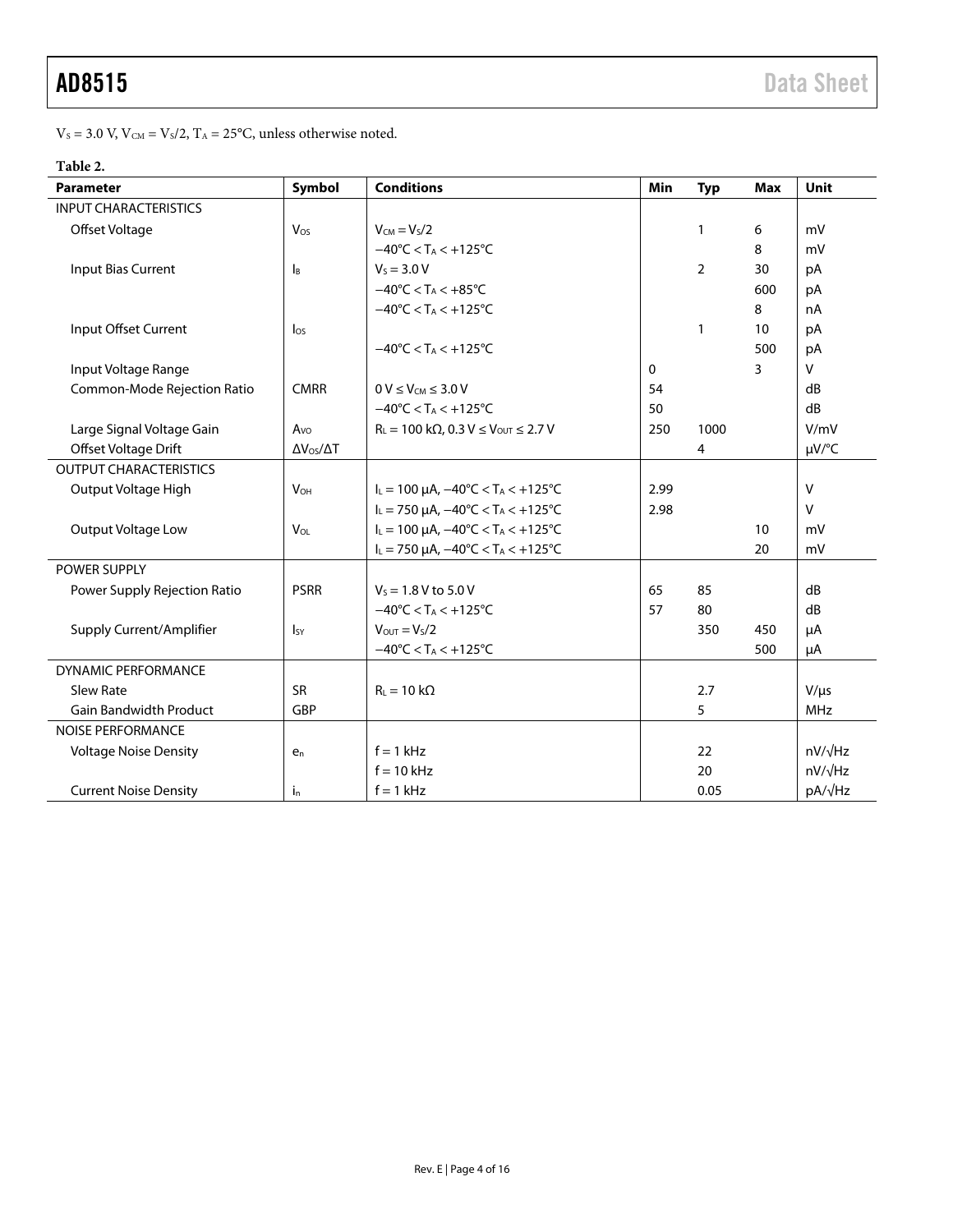$V_S$ = 3.0 V, $V_{CM}$ = $V_S$/2, $T_A$ = 25°C, unless otherwise noted.

**Table 2.**

| Parameter | Symbol | Conditions | Min | Typ | Max | Unit |
|---|---|---|---|---|---|---|
| INPUT CHARACTERISTICS | | | | | | |
| Offset Voltage | $V_{OS}$ | $V_{CM}$ = $V_S$/2 | | 1 | 6 | mV |
| | | −40°C < $T_A$ < +125°C | | | 8 | mV |
| Input Bias Current | $I_B$ | $V_S$ = 3.0 V | | 2 | 30 | pA |
| | | −40°C < $T_A$ < +85°C | | | 600 | pA |
| | | −40°C < $T_A$ < +125°C | | | 8 | nA |
| Input Offset Current | $I_{OS}$ | | | 1 | 10 | pA |
| | | −40°C < $T_A$ < +125°C | | | 500 | pA |
| Input Voltage Range | | | 0 | | 3 | V |
| Common-Mode Rejection Ratio | CMRR | 0 V ≤ $V_{CM}$ ≤ 3.0 V | 54 | | | dB |
| | | −40°C < $T_A$ < +125°C | 50 | | | dB |
| Large Signal Voltage Gain | $A_{VO}$ | $R_L$ = 100 kΩ, 0.3 V ≤ $V_{OUT}$ ≤ 2.7 V | 250 | 1000 | | V/mV |
| Offset Voltage Drift | $\Delta V_{OS}/\Delta T$ | | | 4 | | µV/°C |
| OUTPUT CHARACTERISTICS | | | | | | |
| Output Voltage High | $V_{OH}$ | $I_L$ = 100 µA, −40°C < $T_A$ < +125°C | 2.99 | | | V |
| | | $I_L$ = 750 µA, −40°C < $T_A$ < +125°C | 2.98 | | | V |
| Output Voltage Low | $V_{OL}$ | $I_L$ = 100 µA, −40°C < $T_A$ < +125°C | | | 10 | mV |
| | | $I_L$ = 750 µA, −40°C < $T_A$ < +125°C | | | 20 | mV |
| POWER SUPPLY | | | | | | |
| Power Supply Rejection Ratio | PSRR | $V_S$ = 1.8 V to 5.0 V | 65 | 85 | | dB |
| | | −40°C < $T_A$ < +125°C | 57 | 80 | | dB |
| Supply Current/Amplifier | $I_{SY}$ | $V_{OUT}$ = $V_S$/2 | | 350 | 450 | µA |
| | | −40°C < $T_A$ < +125°C | | | 500 | µA |
| DYNAMIC PERFORMANCE | | | | | | |
| Slew Rate | SR | $R_L$ = 10 kΩ | | 2.7 | | V/µs |
| Gain Bandwidth Product | GBP | | | 5 | | MHz |
| NOISE PERFORMANCE | | | | | | |
| Voltage Noise Density | $e_n$ | f = 1 kHz | | 22 | | nV/√Hz |
| | | f = 10 kHz | | 20 | | nV/√Hz |
| Current Noise Density | $i_n$ | f = 1 kHz | | 0.05 | | pA/√Hz |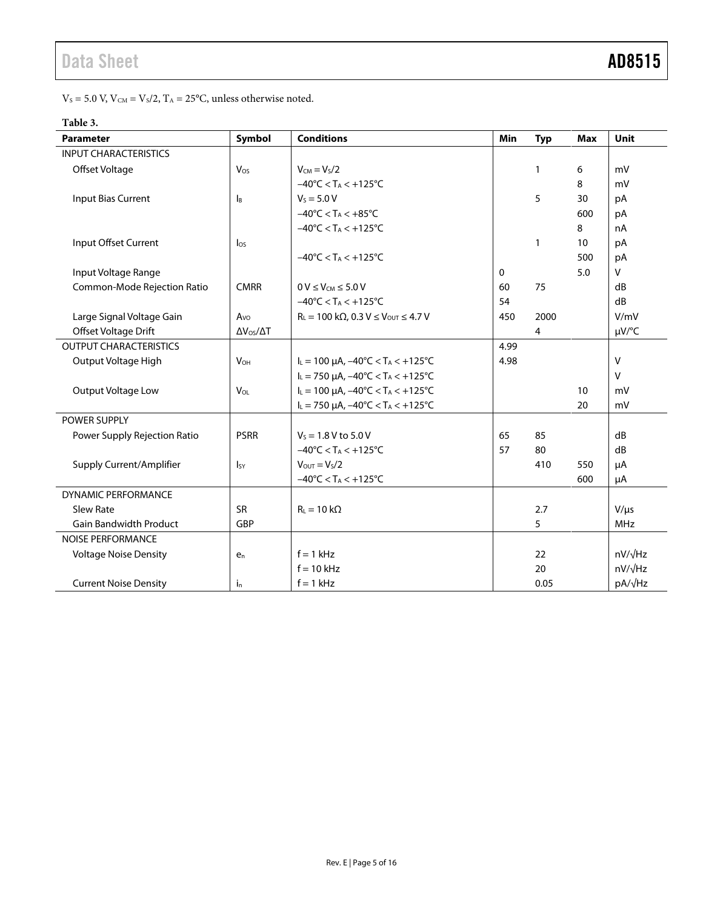$V_S$ = 5.0 V, $V_{CM}$ = $V_S$/2, $T_A$ = 25°C, unless otherwise noted.

**Table 3.**

| Parameter | Symbol | Conditions | Min | Typ | Max | Unit |
|---|---|---|---|---|---|---|
| INPUT CHARACTERISTICS | | | | | | |
| Offset Voltage | $V_{OS}$ | $V_{CM}$ = $V_S$/2 | | 1 | 6 | mV |
| | | −40°C < $T_A$ < +125°C | | | 8 | mV |
| Input Bias Current | $I_B$ | $V_S$ = 5.0 V | | 5 | 30 | pA |
| | | −40°C < $T_A$ < +85°C | | | 600 | pA |
| | | −40°C < $T_A$ < +125°C | | | 8 | nA |
| Input Offset Current | $I_{OS}$ | | | 1 | 10 | pA |
| | | −40°C < $T_A$ < +125°C | | | 500 | pA |
| Input Voltage Range | | | 0 | | 5.0 | V |
| Common-Mode Rejection Ratio | CMRR | 0 V ≤ $V_{CM}$ ≤ 5.0 V | 60 | 75 | | dB |
| | | −40°C < $T_A$ < +125°C | 54 | | | dB |
| Large Signal Voltage Gain | $A_{VO}$ | $R_L$ = 100 kΩ, 0.3 V ≤ $V_{OUT}$ ≤ 4.7 V | 450 | 2000 | | V/mV |
| Offset Voltage Drift | $\Delta V_{OS}/\Delta T$ | | | 4 | | μV/°C |
| OUTPUT CHARACTERISTICS | | | 4.99 | | | |
| Output Voltage High | $V_{OH}$ | $I_L$ = 100 μA, −40°C < $T_A$ < +125°C | 4.98 | | | V |
| | | $I_L$ = 750 μA, −40°C < $T_A$ < +125°C | | | | V |
| Output Voltage Low | $V_{OL}$ | $I_L$ = 100 μA, −40°C < $T_A$ < +125°C | | | 10 | mV |
| | | $I_L$ = 750 μA, −40°C < $T_A$ < +125°C | | | 20 | mV |
| POWER SUPPLY | | | | | | |
| Power Supply Rejection Ratio | PSRR | $V_S$ = 1.8 V to 5.0 V | 65 | 85 | | dB |
| | | −40°C < $T_A$ < +125°C | 57 | 80 | | dB |
| Supply Current/Amplifier | $I_{SY}$ | $V_{OUT}$ = $V_S$/2 | | 410 | 550 | μA |
| | | −40°C < $T_A$ < +125°C | | | 600 | μA |
| DYNAMIC PERFORMANCE | | | | | | |
| Slew Rate | SR | $R_L$ = 10 kΩ | | 2.7 | | V/μs |
| Gain Bandwidth Product | GBP | | | 5 | | MHz |
| NOISE PERFORMANCE | | | | | | |
| Voltage Noise Density | $e_n$ | f = 1 kHz | | 22 | | nV/√Hz |
| | | f = 10 kHz | | 20 | | nV/√Hz |
| Current Noise Density | $i_n$ | f = 1 kHz | | 0.05 | | pA/√Hz |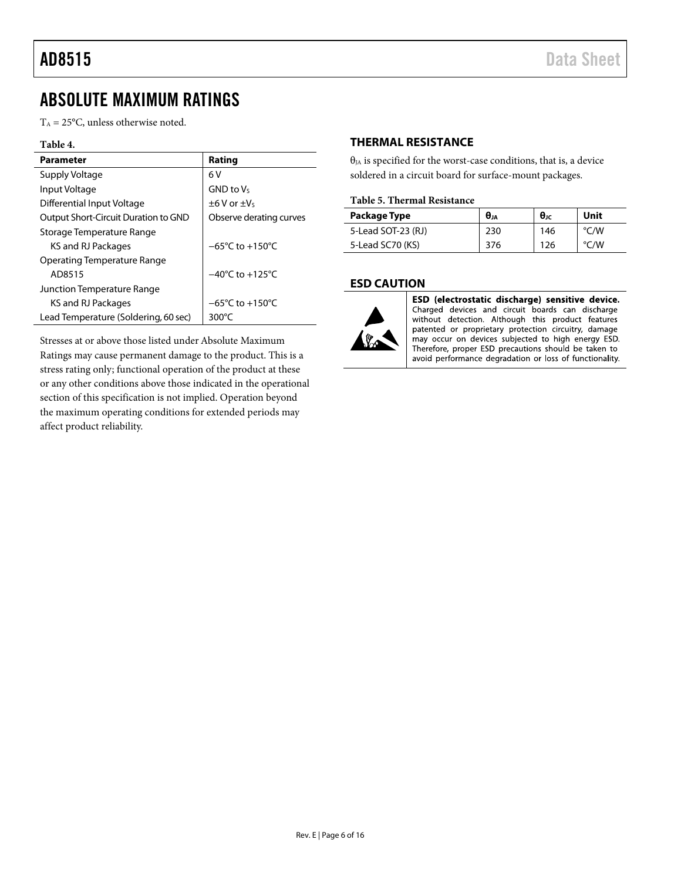# ABSOLUTE MAXIMUM RATINGS

$T_A$ = 25°C, unless otherwise noted.

**Table 4.**

| Parameter | Rating |
|---|---|
| Supply Voltage | 6 V |
| Input Voltage | GND to $V_S$ |
| Differential Input Voltage | ±6 V or $\pm V_S$ |
| Output Short-Circuit Duration to GND | Observe derating curves |
| Storage Temperature Range | |
| KS and RJ Packages | −65°C to +150°C |
| Operating Temperature Range | |
| AD8515 | −40°C to +125°C |
| Junction Temperature Range | |
| KS and RJ Packages | −65°C to +150°C |
| Lead Temperature (Soldering, 60 sec) | 300°C |

Stresses at or above those listed under Absolute Maximum Ratings may cause permanent damage to the product. This is a stress rating only; functional operation of the product at these or any other conditions above those indicated in the operational section of this specification is not implied. Operation beyond the maximum operating conditions for extended periods may affect product reliability.

## THERMAL RESISTANCE

$\theta_{JA}$ is specified for the worst-case conditions, that is, a device soldered in a circuit board for surface-mount packages.

**Table 5. Thermal Resistance**

| Package Type | $\theta_{JA}$ | $\theta_{JC}$ | Unit |
|---|---|---|---|
| 5-Lead SOT-23 (RJ) | 230 | 146 | °C/W |
| 5-Lead SC70 (KS) | 376 | 126 | °C/W |

## ESD CAUTION

**ESD (electrostatic discharge) sensitive device.** Charged devices and circuit boards can discharge without detection. Although this product features patented or proprietary protection circuitry, damage may occur on devices subjected to high energy ESD. Therefore, proper ESD precautions should be taken to avoid performance degradation or loss of functionality.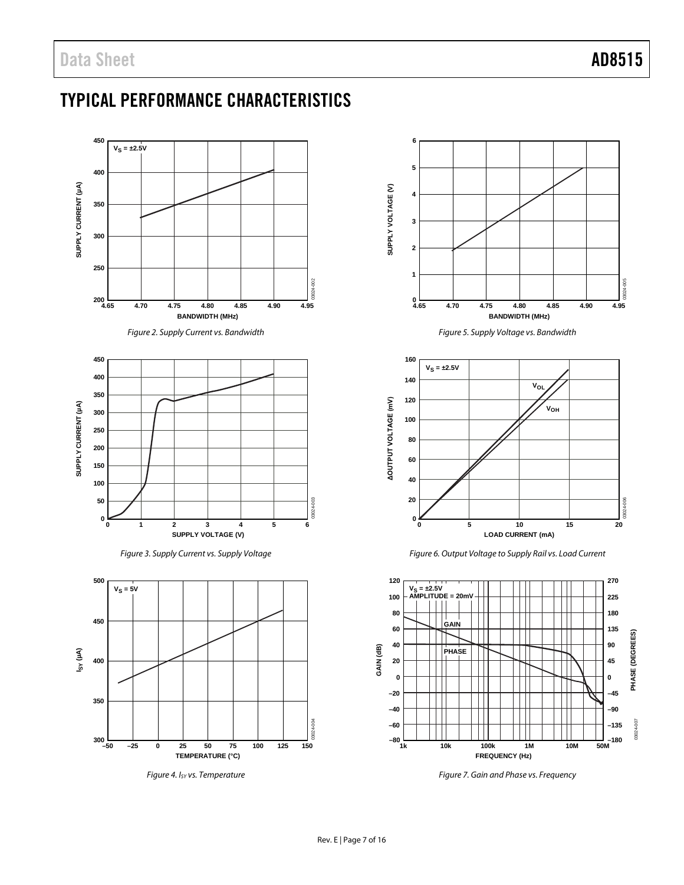# TYPICAL PERFORMANCE CHARACTERISTICS

Figure 2. Supply Current vs. Bandwidth

Figure 3. Supply Current vs. Supply Voltage

Figure 4. $I_{SY}$ vs. Temperature

Figure 5. Supply Voltage vs. Bandwidth

Figure 6. Output Voltage to Supply Rail vs. Load Current

Figure 7. Gain and Phase vs. Frequency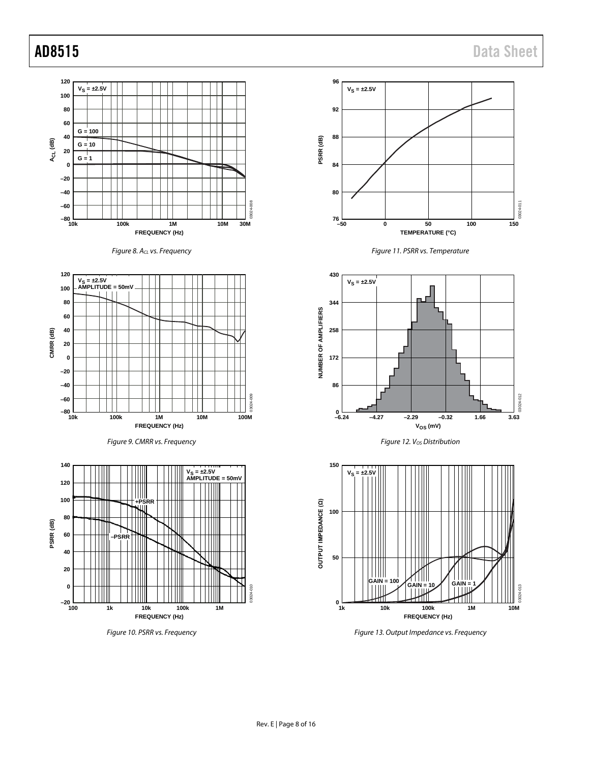Figure 8. $A_{CL}$ vs. Frequency

Figure 9. CMRR vs. Frequency

Figure 10. PSRR vs. Frequency

Figure 11. PSRR vs. Temperature

Figure 12. $V_{OS}$ Distribution

Figure 13. Output Impedance vs. Frequency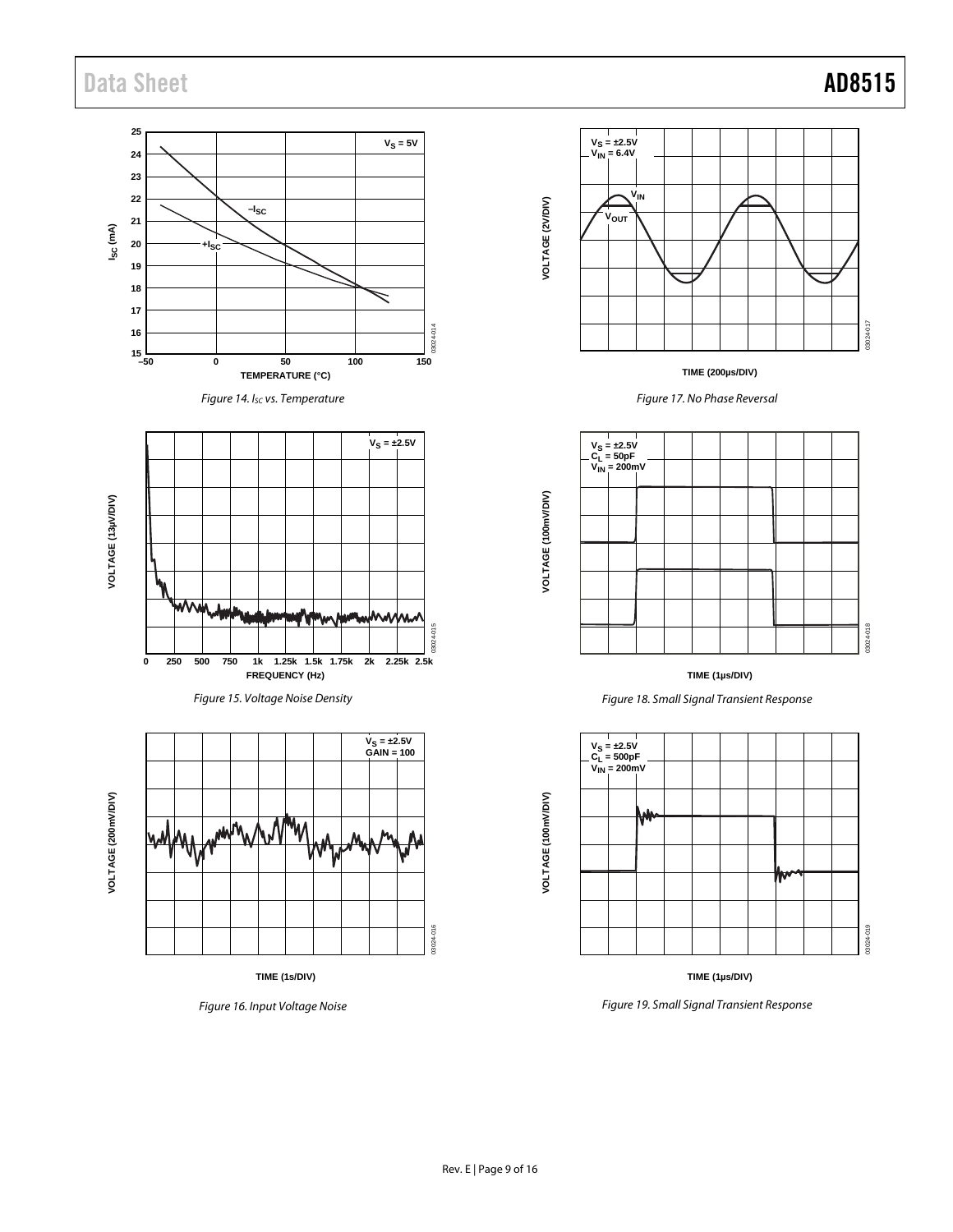Figure 14. $I_{SC}$ vs. Temperature

Figure 15. Voltage Noise Density

Figure 16. Input Voltage Noise

Figure 17. No Phase Reversal

Figure 18. Small Signal Transient Response

Figure 19. Small Signal Transient Response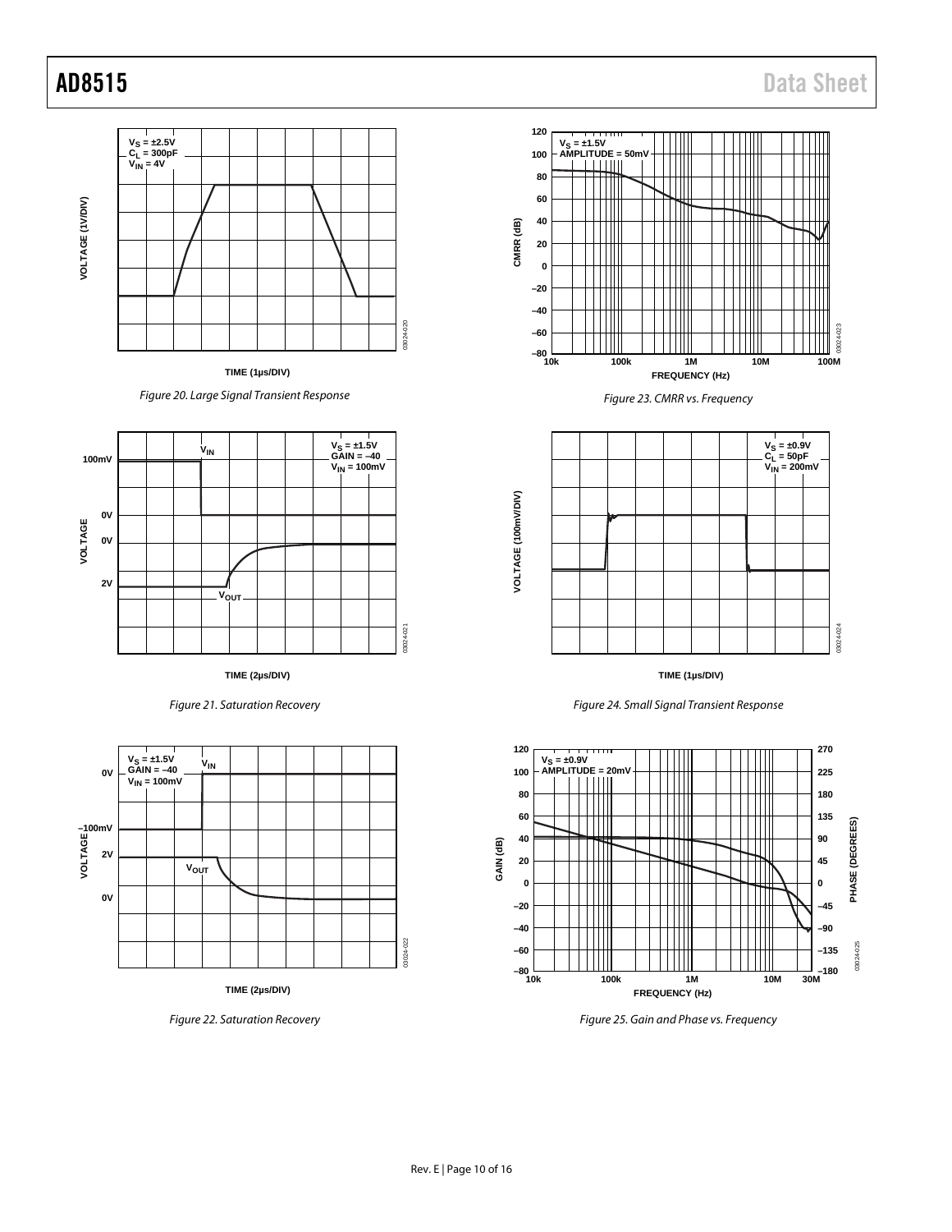Figure 20. Large Signal Transient Response

Figure 21. Saturation Recovery

Figure 22. Saturation Recovery

Figure 23. CMRR vs. Frequency

Figure 24. Small Signal Transient Response

Figure 25. Gain and Phase vs. Frequency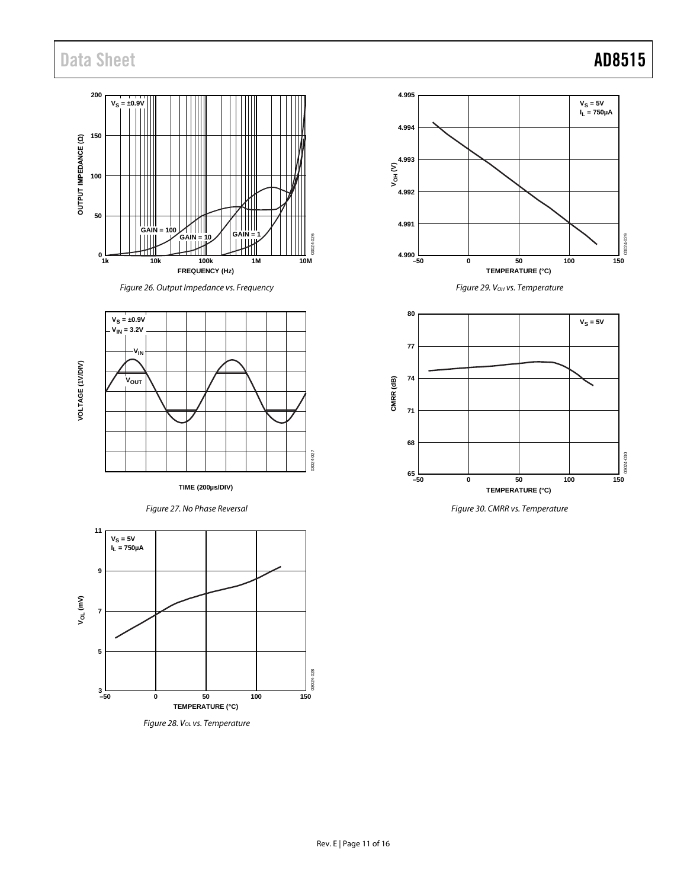Figure 26. Output Impedance vs. Frequency

Figure 27. No Phase Reversal

Figure 28. $V_{OL}$ vs. Temperature

Figure 29. $V_{OH}$ vs. Temperature

Figure 30. CMRR vs. Temperature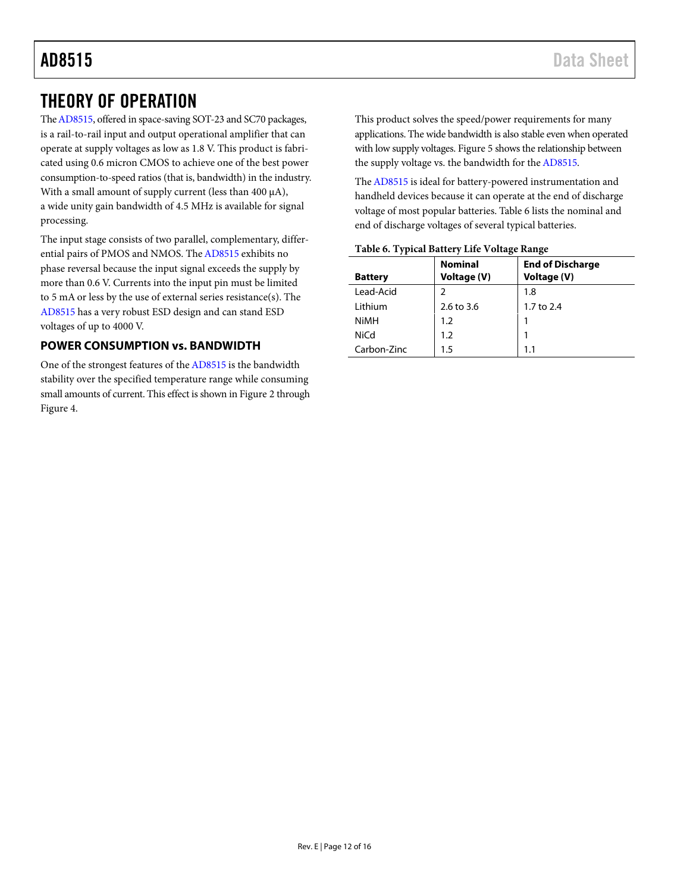# THEORY OF OPERATION

The AD8515, offered in space-saving SOT-23 and SC70 packages, is a rail-to-rail input and output operational amplifier that can operate at supply voltages as low as 1.8 V. This product is fabricated using 0.6 micron CMOS to achieve one of the best power consumption-to-speed ratios (that is, bandwidth) in the industry. With a small amount of supply current (less than 400 µA), a wide unity gain bandwidth of 4.5 MHz is available for signal processing.

The input stage consists of two parallel, complementary, differential pairs of PMOS and NMOS. The AD8515 exhibits no phase reversal because the input signal exceeds the supply by more than 0.6 V. Currents into the input pin must be limited to 5 mA or less by the use of external series resistance(s). The AD8515 has a very robust ESD design and can stand ESD voltages of up to 4000 V.

## POWER CONSUMPTION vs. BANDWIDTH

One of the strongest features of the AD8515 is the bandwidth stability over the specified temperature range while consuming small amounts of current. This effect is shown in Figure 2 through Figure 4.

This product solves the speed/power requirements for many applications. The wide bandwidth is also stable even when operated with low supply voltages. Figure 5 shows the relationship between the supply voltage vs. the bandwidth for the AD8515.

The AD8515 is ideal for battery-powered instrumentation and handheld devices because it can operate at the end of discharge voltage of most popular batteries. Table 6 lists the nominal and end of discharge voltages of several typical batteries.

**Table 6. Typical Battery Life Voltage Range**

| Battery | Nominal Voltage (V) | End of Discharge Voltage (V) |
|---|---|---|
| Lead-Acid | 2 | 1.8 |
| Lithium | 2.6 to 3.6 | 1.7 to 2.4 |
| NiMH | 1.2 | 1 |
| NiCd | 1.2 | 1 |
| Carbon-Zinc | 1.5 | 1.1 |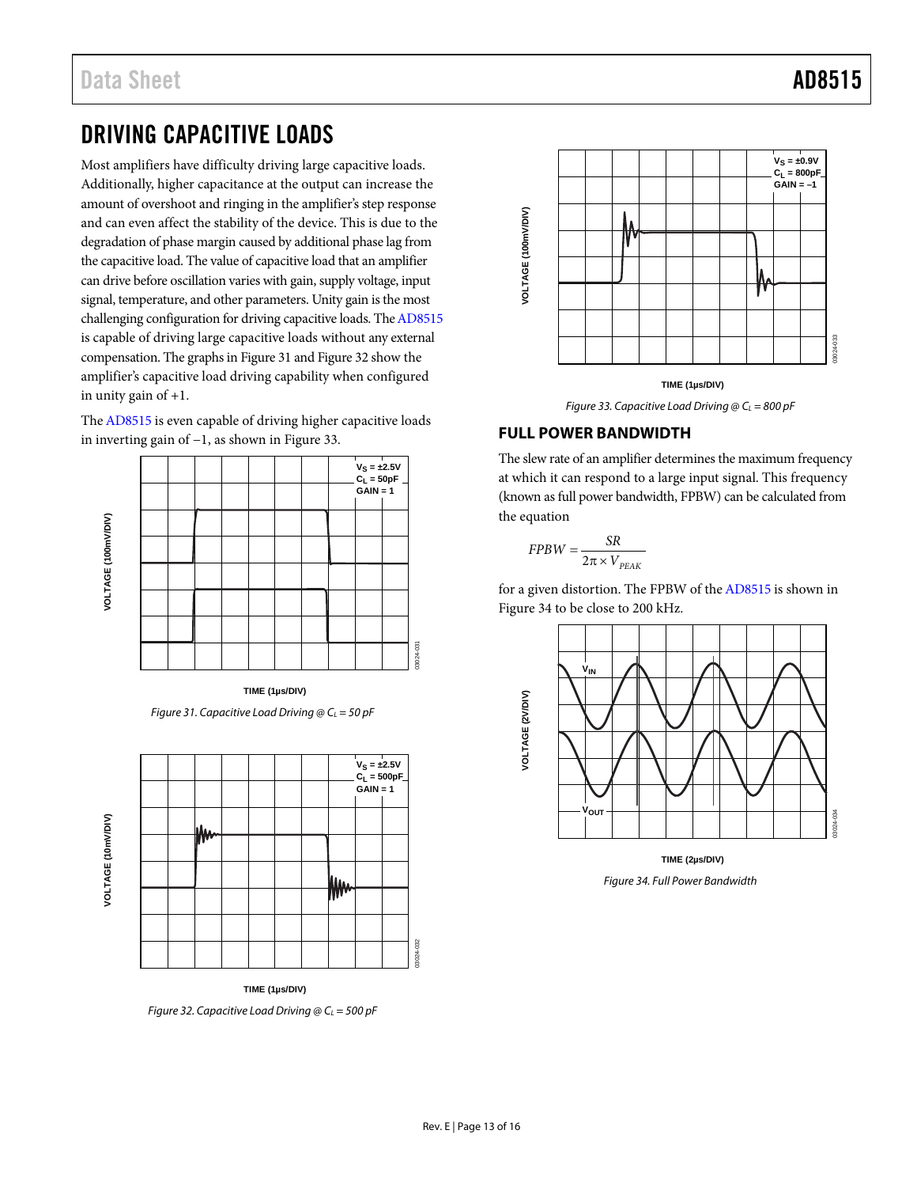## DRIVING CAPACITIVE LOADS

Most amplifiers have difficulty driving large capacitive loads. Additionally, higher capacitance at the output can increase the amount of overshoot and ringing in the amplifier's step response and can even affect the stability of the device. This is due to the degradation of phase margin caused by additional phase lag from the capacitive load. The value of capacitive load that an amplifier can drive before oscillation varies with gain, supply voltage, input signal, temperature, and other parameters. Unity gain is the most challenging configuration for driving capacitive loads. The AD8515 is capable of driving large capacitive loads without any external compensation. The graphs in Figure 31 and Figure 32 show the amplifier's capacitive load driving capability when configured in unity gain of +1.

The AD8515 is even capable of driving higher capacitive loads in inverting gain of −1, as shown in Figure 33.

*Figure 31. Capacitive Load Driving @ $C_L$ = 50 pF*

*Figure 32. Capacitive Load Driving @ $C_L$ = 500 pF*

*Figure 33. Capacitive Load Driving @ $C_L$ = 800 pF*

### FULL POWER BANDWIDTH

The slew rate of an amplifier determines the maximum frequency at which it can respond to a large input signal. This frequency (known as full power bandwidth, FPBW) can be calculated from the equation

$$FPBW = \frac{SR}{2\pi \times V_{PEAK}}$$

for a given distortion. The FPBW of the AD8515 is shown in Figure 34 to be close to 200 kHz.

*Figure 34. Full Power Bandwidth*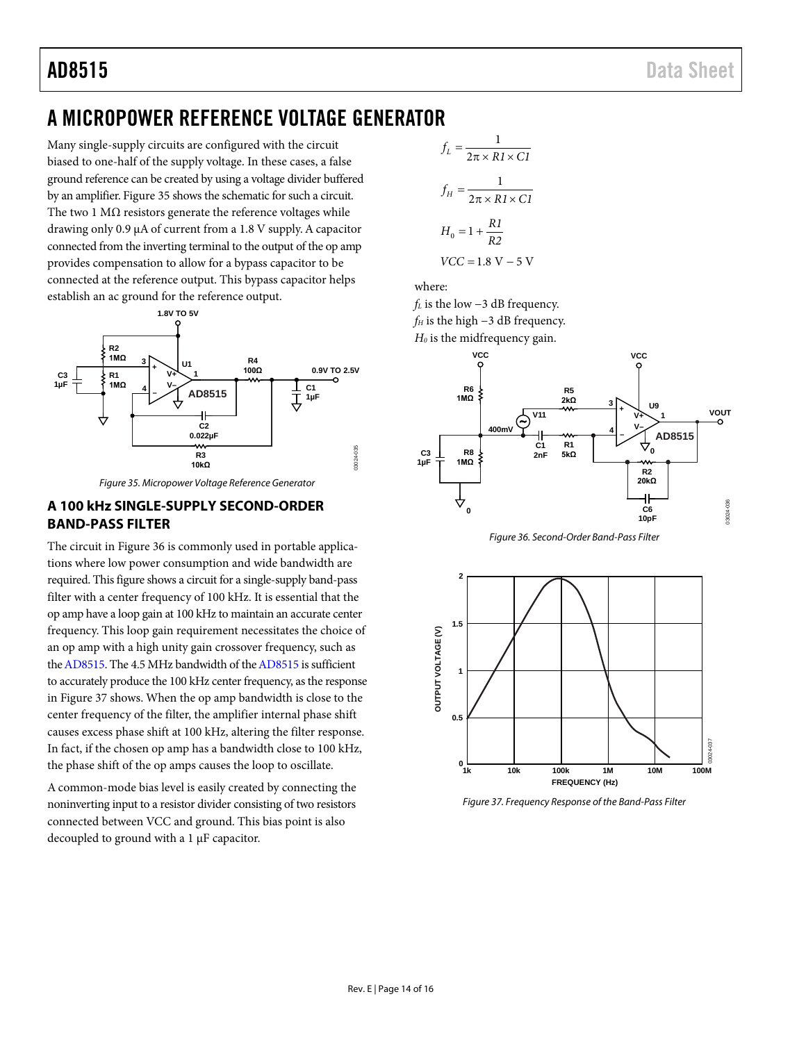# A MICROPOWER REFERENCE VOLTAGE GENERATOR

Many single-supply circuits are configured with the circuit biased to one-half of the supply voltage. In these cases, a false ground reference can be created by using a voltage divider buffered by an amplifier. Figure 35 shows the schematic for such a circuit. The two 1 MΩ resistors generate the reference voltages while drawing only 0.9 µA of current from a 1.8 V supply. A capacitor connected from the inverting terminal to the output of the op amp provides compensation to allow for a bypass capacitor to be connected at the reference output. This bypass capacitor helps establish an ac ground for the reference output.

Figure 35. Micropower Voltage Reference Generator

## A 100 kHz SINGLE-SUPPLY SECOND-ORDER BAND-PASS FILTER

The circuit in Figure 36 is commonly used in portable applications where low power consumption and wide bandwidth are required. This figure shows a circuit for a single-supply band-pass filter with a center frequency of 100 kHz. It is essential that the op amp have a loop gain at 100 kHz to maintain an accurate center frequency. This loop gain requirement necessitates the choice of an op amp with a high unity gain crossover frequency, such as the AD8515. The 4.5 MHz bandwidth of the AD8515 is sufficient to accurately produce the 100 kHz center frequency, as the response in Figure 37 shows. When the op amp bandwidth is close to the center frequency of the filter, the amplifier internal phase shift causes excess phase shift at 100 kHz, altering the filter response. In fact, if the chosen op amp has a bandwidth close to 100 kHz, the phase shift of the op amps causes the loop to oscillate.

A common-mode bias level is easily created by connecting the noninverting input to a resistor divider consisting of two resistors connected between VCC and ground. This bias point is also decoupled to ground with a 1 µF capacitor.

$$f_L = \frac{1}{2\pi \times R1 \times C1}$$

$$f_H = \frac{1}{2\pi \times R1 \times C1}$$

$$H_0 = 1 + \frac{R1}{R2}$$

$$VCC = 1.8\text{ V} - 5\text{ V}$$

where:
$f_L$ is the low −3 dB frequency.
$f_H$ is the high −3 dB frequency.
$H_0$ is the midfrequency gain.

Figure 36. Second-Order Band-Pass Filter

Figure 37. Frequency Response of the Band-Pass Filter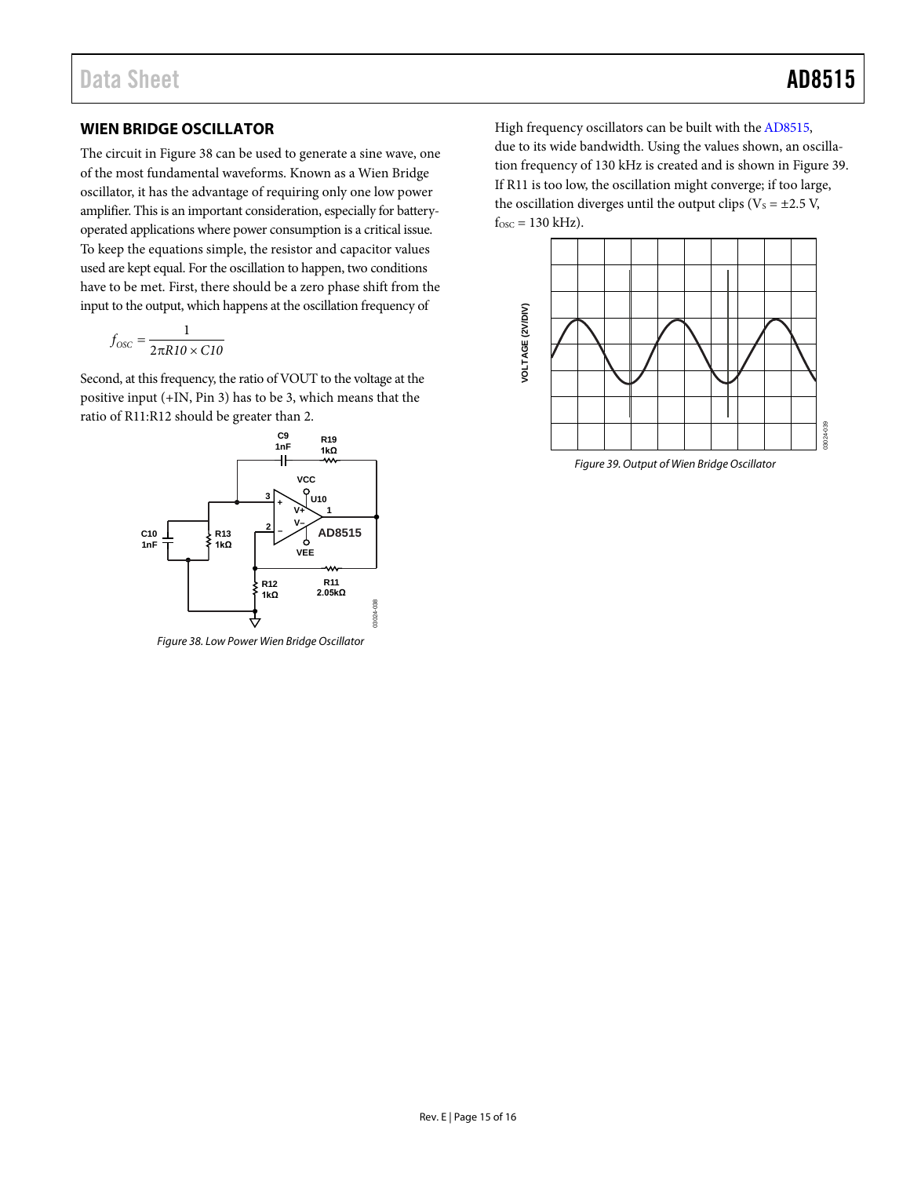## WIEN BRIDGE OSCILLATOR

The circuit in Figure 38 can be used to generate a sine wave, one of the most fundamental waveforms. Known as a Wien Bridge oscillator, it has the advantage of requiring only one low power amplifier. This is an important consideration, especially for battery-operated applications where power consumption is a critical issue. To keep the equations simple, the resistor and capacitor values used are kept equal. For the oscillation to happen, two conditions have to be met. First, there should be a zero phase shift from the input to the output, which happens at the oscillation frequency of

$$f_{OSC} = \frac{1}{2\pi R10 \times C10}$$

Second, at this frequency, the ratio of VOUT to the voltage at the positive input (+IN, Pin 3) has to be 3, which means that the ratio of R11:R12 should be greater than 2.

Figure 38. Low Power Wien Bridge Oscillator

High frequency oscillators can be built with the AD8515, due to its wide bandwidth. Using the values shown, an oscillation frequency of 130 kHz is created and is shown in Figure 39. If R11 is too low, the oscillation might converge; if too large, the oscillation diverges until the output clips ($V_S$ = ±2.5 V, $f_{OSC}$ = 130 kHz).

Figure 39. Output of Wien Bridge Oscillator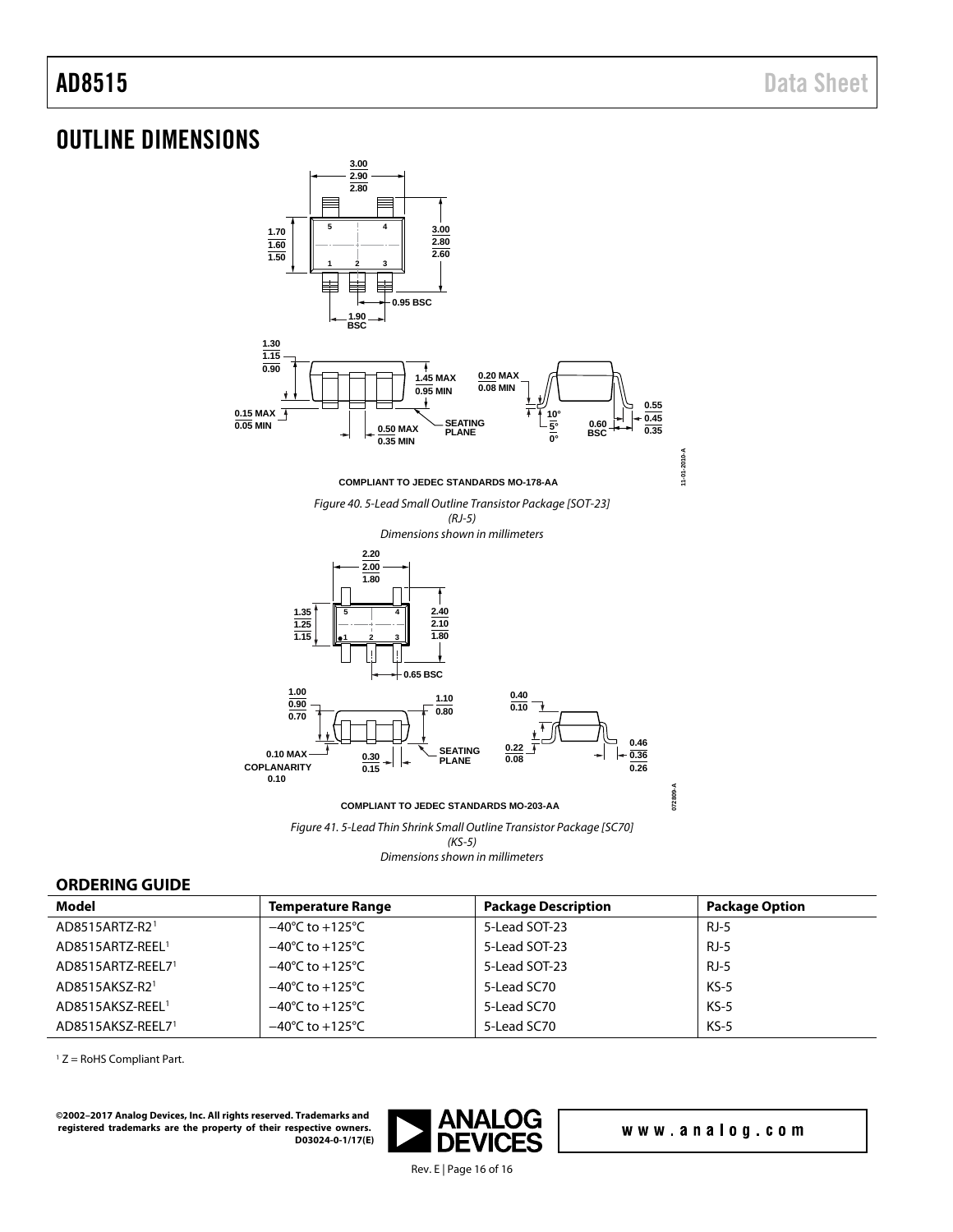# OUTLINE DIMENSIONS

3.00
2.90
2.80

1.70
1.60
1.50

3.00
2.80
2.60

5 4

1 2 3

0.95 BSC

1.90
BSC

1.30
1.15
0.90

1.45 MAX
0.95 MIN

0.20 MAX
0.08 MIN

0.15 MAX
0.05 MIN

0.50 MAX
0.35 MIN

SEATING
PLANE

10°
5°
0°

0.60
BSC

0.55
0.45
0.35

COMPLIANT TO JEDEC STANDARDS MO-178-AA

11-01-2010-A

*Figure 40. 5-Lead Small Outline Transistor Package [SOT-23]*
*(RJ-5)*
*Dimensions shown in millimeters*

2.20
2.00
1.80

1.35
1.25
1.15

2.40
2.10
1.80

5 4

1 2 3

0.65 BSC

1.00
0.90
0.70

1.10
0.80

0.40
0.10

0.10 MAX
COPLANARITY
0.10

0.30
0.15

SEATING
PLANE

0.22
0.08

0.46
0.36
0.26

COMPLIANT TO JEDEC STANDARDS MO-203-AA

072809-A

*Figure 41. 5-Lead Thin Shrink Small Outline Transistor Package [SC70]*
*(KS-5)*
*Dimensions shown in millimeters*

## ORDERING GUIDE

| Model | Temperature Range | Package Description | Package Option |
|---|---|---|---|
| AD8515ARTZ-R2[1] | −40°C to +125°C | 5-Lead SOT-23 | RJ-5 |
| AD8515ARTZ-REEL[1] | −40°C to +125°C | 5-Lead SOT-23 | RJ-5 |
| AD8515ARTZ-REEL7[1] | −40°C to +125°C | 5-Lead SOT-23 | RJ-5 |
| AD8515AKSZ-R2[1] | −40°C to +125°C | 5-Lead SC70 | KS-5 |
| AD8515AKSZ-REEL[1] | −40°C to +125°C | 5-Lead SC70 | KS-5 |
| AD8515AKSZ-REEL7[1] | −40°C to +125°C | 5-Lead SC70 | KS-5 |

[1] Z = RoHS Compliant Part.

**©2002–2017 Analog Devices, Inc. All rights reserved. Trademarks and registered trademarks are the property of their respective owners. D03024-0-1/17(E)**

www.analog.com